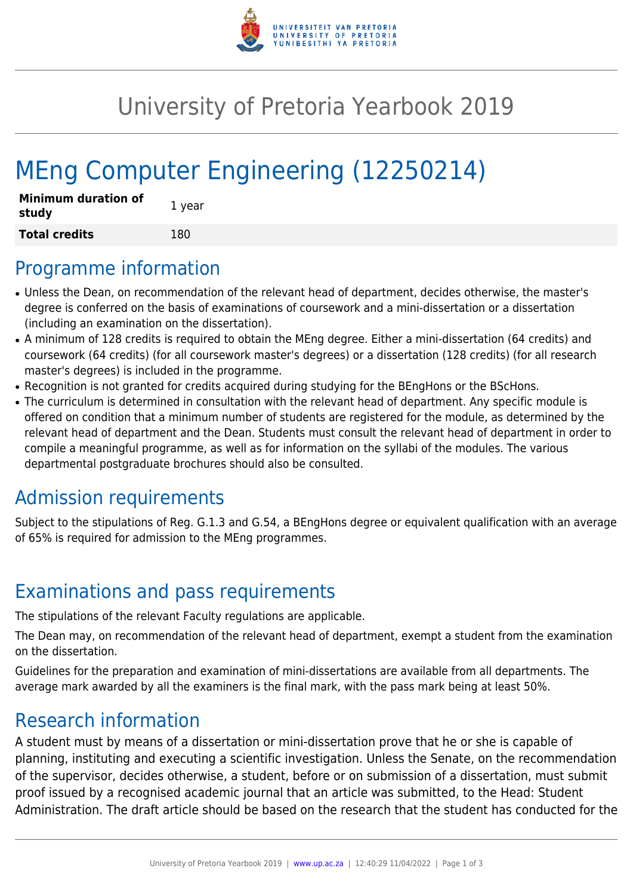# University of Pretoria Yearbook 2019

# MEng Computer Engineering (12250214)

| | |
|---|---|
| **Minimum duration of study** | 1 year |
| **Total credits** | 180 |

## Programme information

- Unless the Dean, on recommendation of the relevant head of department, decides otherwise, the master's degree is conferred on the basis of examinations of coursework and a mini-dissertation or a dissertation (including an examination on the dissertation).
- A minimum of 128 credits is required to obtain the MEng degree. Either a mini-dissertation (64 credits) and coursework (64 credits) (for all coursework master's degrees) or a dissertation (128 credits) (for all research master's degrees) is included in the programme.
- Recognition is not granted for credits acquired during studying for the BEngHons or the BScHons.
- The curriculum is determined in consultation with the relevant head of department. Any specific module is offered on condition that a minimum number of students are registered for the module, as determined by the relevant head of department and the Dean. Students must consult the relevant head of department in order to compile a meaningful programme, as well as for information on the syllabi of the modules. The various departmental postgraduate brochures should also be consulted.

## Admission requirements

Subject to the stipulations of Reg. G.1.3 and G.54, a BEngHons degree or equivalent qualification with an average of 65% is required for admission to the MEng programmes.

## Examinations and pass requirements

The stipulations of the relevant Faculty regulations are applicable.

The Dean may, on recommendation of the relevant head of department, exempt a student from the examination on the dissertation.

Guidelines for the preparation and examination of mini-dissertations are available from all departments. The average mark awarded by all the examiners is the final mark, with the pass mark being at least 50%.

## Research information

A student must by means of a dissertation or mini-dissertation prove that he or she is capable of planning, instituting and executing a scientific investigation. Unless the Senate, on the recommendation of the supervisor, decides otherwise, a student, before or on submission of a dissertation, must submit proof issued by a recognised academic journal that an article was submitted, to the Head: Student Administration. The draft article should be based on the research that the student has conducted for the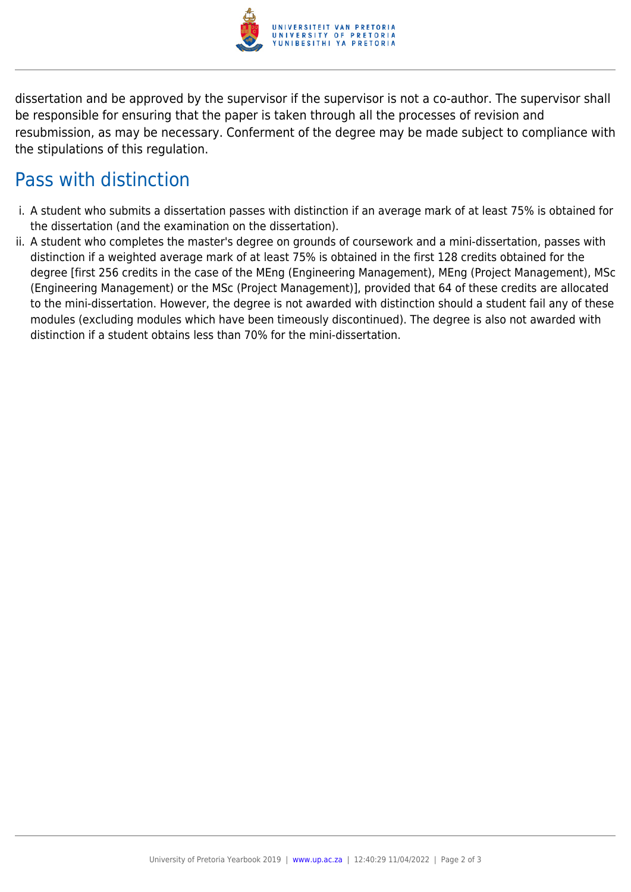dissertation and be approved by the supervisor if the supervisor is not a co-author. The supervisor shall be responsible for ensuring that the paper is taken through all the processes of revision and resubmission, as may be necessary. Conferment of the degree may be made subject to compliance with the stipulations of this regulation.

## Pass with distinction

i. A student who submits a dissertation passes with distinction if an average mark of at least 75% is obtained for the dissertation (and the examination on the dissertation).
ii. A student who completes the master's degree on grounds of coursework and a mini-dissertation, passes with distinction if a weighted average mark of at least 75% is obtained in the first 128 credits obtained for the degree [first 256 credits in the case of the MEng (Engineering Management), MEng (Project Management), MSc (Engineering Management) or the MSc (Project Management)], provided that 64 of these credits are allocated to the mini-dissertation. However, the degree is not awarded with distinction should a student fail any of these modules (excluding modules which have been timeously discontinued). The degree is also not awarded with distinction if a student obtains less than 70% for the mini-dissertation.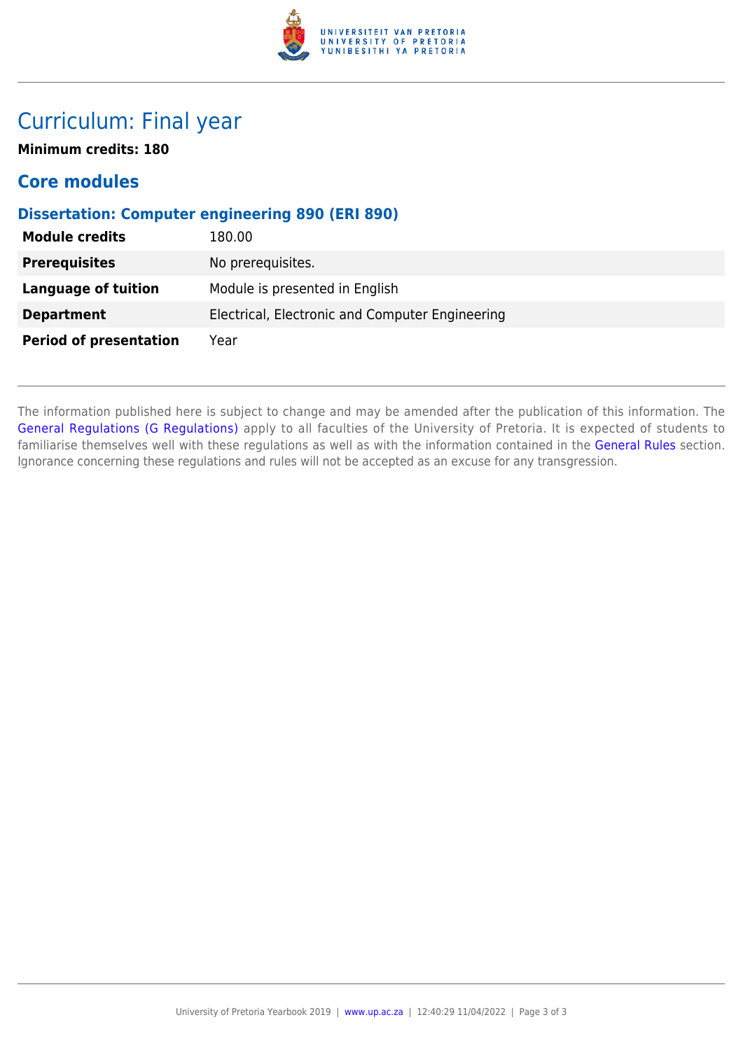# Curriculum: Final year

**Minimum credits: 180**

## Core modules

### Dissertation: Computer engineering 890 (ERI 890)

| | |
|---|---|
| **Module credits** | 180.00 |
| **Prerequisites** | No prerequisites. |
| **Language of tuition** | Module is presented in English |
| **Department** | Electrical, Electronic and Computer Engineering |
| **Period of presentation** | Year |

The information published here is subject to change and may be amended after the publication of this information. The General Regulations (G Regulations) apply to all faculties of the University of Pretoria. It is expected of students to familiarise themselves well with these regulations as well as with the information contained in the General Rules section. Ignorance concerning these regulations and rules will not be accepted as an excuse for any transgression.